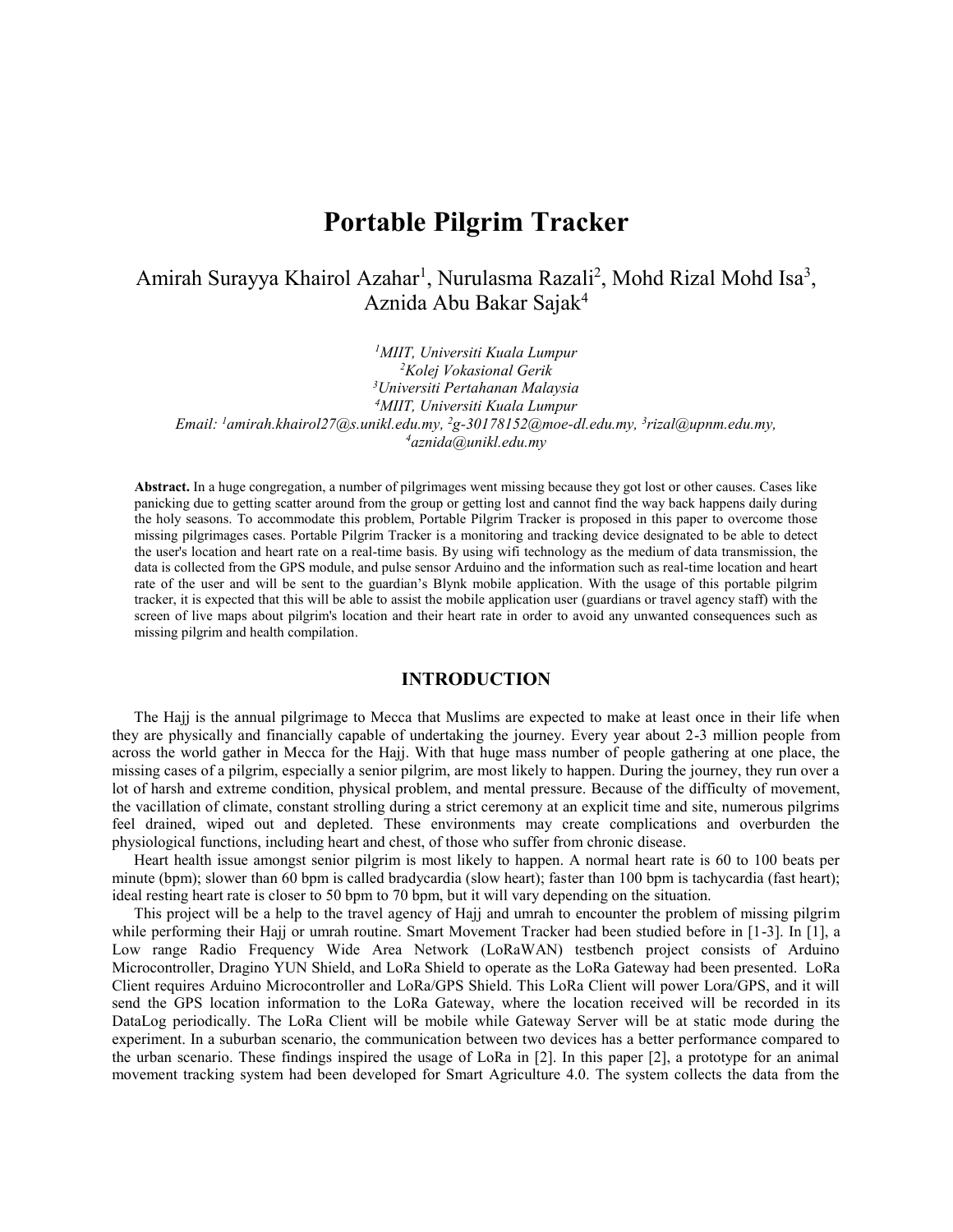# Portable Pilgrim Tracker

Amirah Surayya Khairol Azahar[1], Nurulasma Razali[2], Mohd Rizal Mohd Isa[3], Aznida Abu Bakar Sajak[4]

[1]*MIIT, Universiti Kuala Lumpur*
[2]*Kolej Vokasional Gerik*
[3]*Universiti Pertahanan Malaysia*
[4]*MIIT, Universiti Kuala Lumpur*
*Email: [1]amirah.khairol27@s.unikl.edu.my, [2]g-30178152@moe-dl.edu.my, [3]rizal@upnm.edu.my, [4]aznida@unikl.edu.my*

**Abstract.** In a huge congregation, a number of pilgrimages went missing because they got lost or other causes. Cases like panicking due to getting scatter around from the group or getting lost and cannot find the way back happens daily during the holy seasons. To accommodate this problem, Portable Pilgrim Tracker is proposed in this paper to overcome those missing pilgrimages cases. Portable Pilgrim Tracker is a monitoring and tracking device designated to be able to detect the user's location and heart rate on a real-time basis. By using wifi technology as the medium of data transmission, the data is collected from the GPS module, and pulse sensor Arduino and the information such as real-time location and heart rate of the user and will be sent to the guardian's Blynk mobile application. With the usage of this portable pilgrim tracker, it is expected that this will be able to assist the mobile application user (guardians or travel agency staff) with the screen of live maps about pilgrim's location and their heart rate in order to avoid any unwanted consequences such as missing pilgrim and health compilation.

## INTRODUCTION

The Hajj is the annual pilgrimage to Mecca that Muslims are expected to make at least once in their life when they are physically and financially capable of undertaking the journey. Every year about 2-3 million people from across the world gather in Mecca for the Hajj. With that huge mass number of people gathering at one place, the missing cases of a pilgrim, especially a senior pilgrim, are most likely to happen. During the journey, they run over a lot of harsh and extreme condition, physical problem, and mental pressure. Because of the difficulty of movement, the vacillation of climate, constant strolling during a strict ceremony at an explicit time and site, numerous pilgrims feel drained, wiped out and depleted. These environments may create complications and overburden the physiological functions, including heart and chest, of those who suffer from chronic disease.

Heart health issue amongst senior pilgrim is most likely to happen. A normal heart rate is 60 to 100 beats per minute (bpm); slower than 60 bpm is called bradycardia (slow heart); faster than 100 bpm is tachycardia (fast heart); ideal resting heart rate is closer to 50 bpm to 70 bpm, but it will vary depending on the situation.

This project will be a help to the travel agency of Hajj and umrah to encounter the problem of missing pilgrim while performing their Hajj or umrah routine. Smart Movement Tracker had been studied before in [1-3]. In [1], a Low range Radio Frequency Wide Area Network (LoRaWAN) testbench project consists of Arduino Microcontroller, Dragino YUN Shield, and LoRa Shield to operate as the LoRa Gateway had been presented. LoRa Client requires Arduino Microcontroller and LoRa/GPS Shield. This LoRa Client will power Lora/GPS, and it will send the GPS location information to the LoRa Gateway, where the location received will be recorded in its DataLog periodically. The LoRa Client will be mobile while Gateway Server will be at static mode during the experiment. In a suburban scenario, the communication between two devices has a better performance compared to the urban scenario. These findings inspired the usage of LoRa in [2]. In this paper [2], a prototype for an animal movement tracking system had been developed for Smart Agriculture 4.0. The system collects the data from the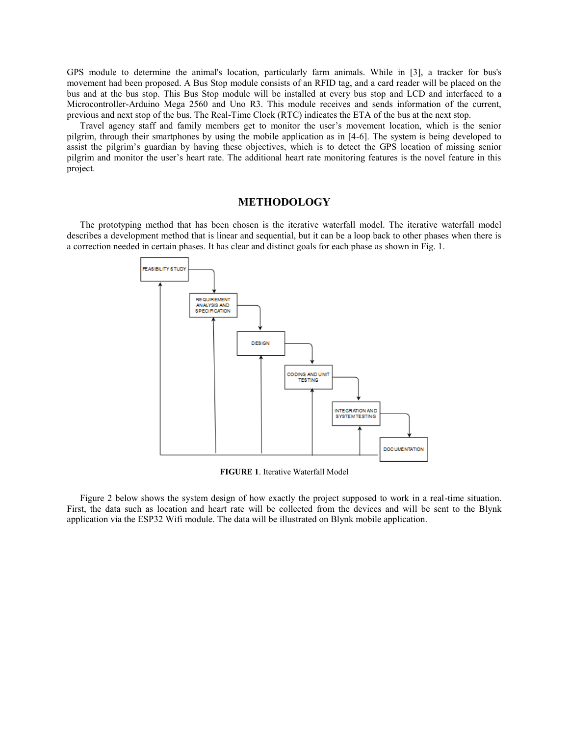GPS module to determine the animal's location, particularly farm animals. While in [3], a tracker for bus's movement had been proposed. A Bus Stop module consists of an RFID tag, and a card reader will be placed on the bus and at the bus stop. This Bus Stop module will be installed at every bus stop and LCD and interfaced to a Microcontroller-Arduino Mega 2560 and Uno R3. This module receives and sends information of the current, previous and next stop of the bus. The Real-Time Clock (RTC) indicates the ETA of the bus at the next stop.

Travel agency staff and family members get to monitor the user's movement location, which is the senior pilgrim, through their smartphones by using the mobile application as in [4-6]. The system is being developed to assist the pilgrim's guardian by having these objectives, which is to detect the GPS location of missing senior pilgrim and monitor the user's heart rate. The additional heart rate monitoring features is the novel feature in this project.

## METHODOLOGY

The prototyping method that has been chosen is the iterative waterfall model. The iterative waterfall model describes a development method that is linear and sequential, but it can be a loop back to other phases when there is a correction needed in certain phases. It has clear and distinct goals for each phase as shown in Fig. 1.

FEASIBILITY STUDY → REQUIREMENT ANALYSIS AND SPECIFICATION → DESIGN → CODING AND UNIT TESTING → INTEGRATION AND SYSTEM TESTING → DOCUMENTATION

**FIGURE 1**. Iterative Waterfall Model

Figure 2 below shows the system design of how exactly the project supposed to work in a real-time situation. First, the data such as location and heart rate will be collected from the devices and will be sent to the Blynk application via the ESP32 Wifi module. The data will be illustrated on Blynk mobile application.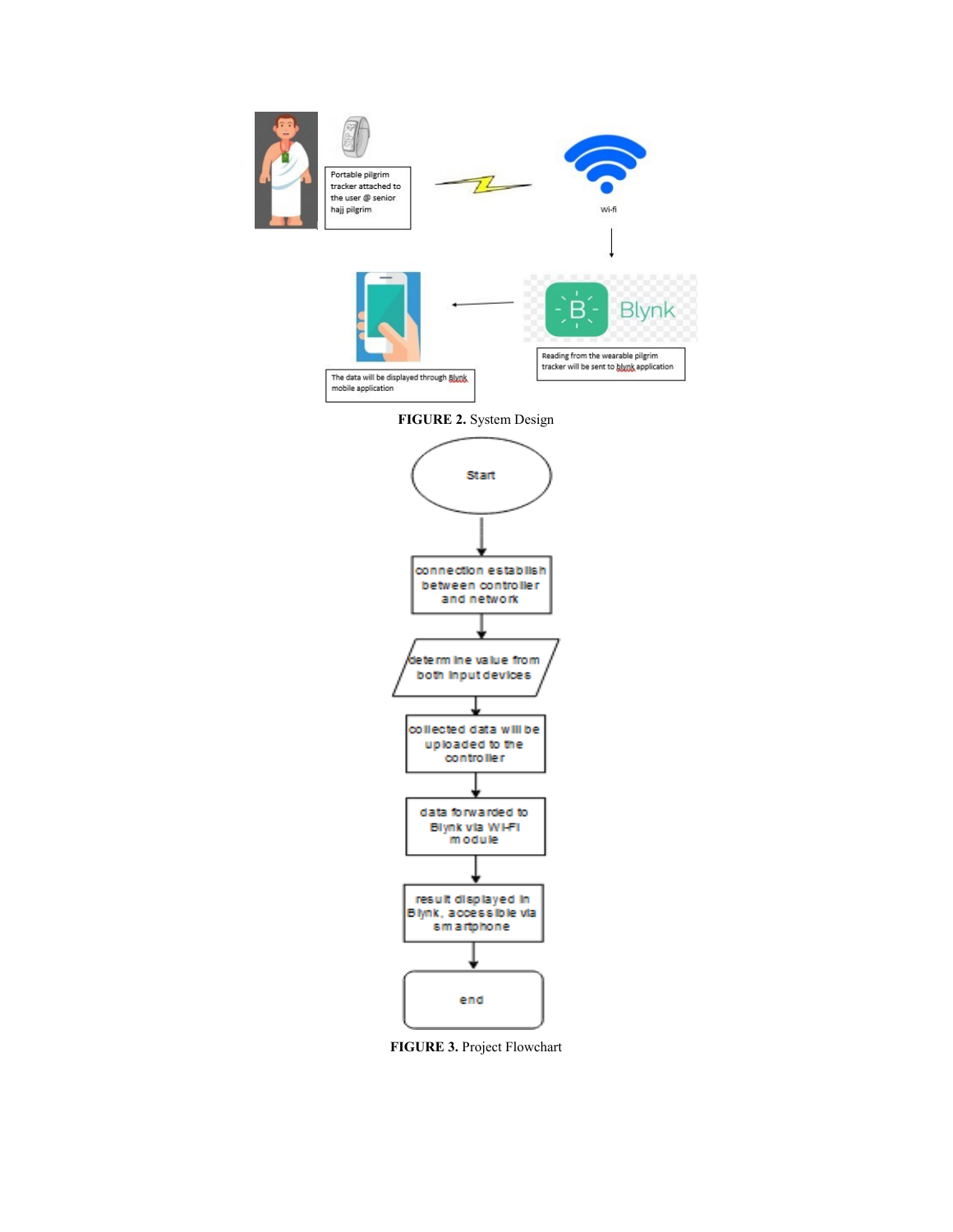Portable pilgrim tracker attached to the user @ senior hajj pilgrim

Wi-fi

Reading from the wearable pilgrim tracker will be sent to blynk application

The data will be displayed through Blynk mobile application

**FIGURE 2.** System Design

Start

connection establish between controller and network

determine value from both input devices

collected data will be uploaded to the controller

data forwarded to Blynk via WI-FI module

result displayed in Blynk, accessible via smartphone

end

**FIGURE 3.** Project Flowchart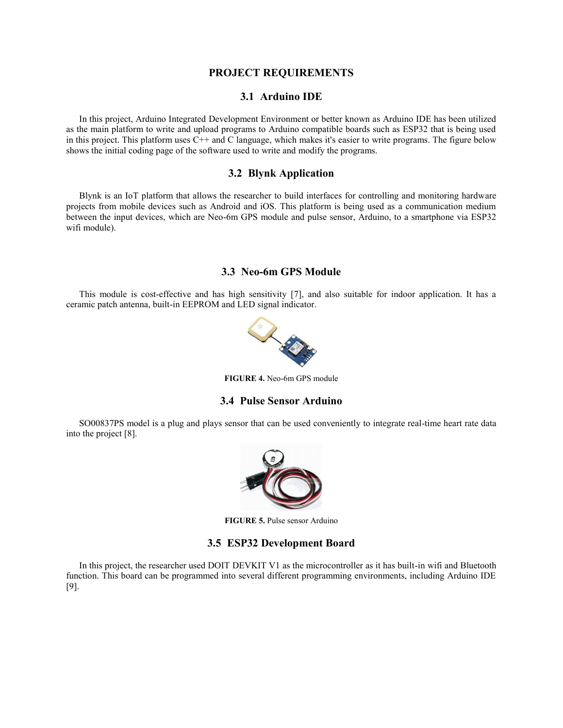# PROJECT REQUIREMENTS

## 3.1 Arduino IDE

In this project, Arduino Integrated Development Environment or better known as Arduino IDE has been utilized as the main platform to write and upload programs to Arduino compatible boards such as ESP32 that is being used in this project. This platform uses C++ and C language, which makes it's easier to write programs. The figure below shows the initial coding page of the software used to write and modify the programs.

## 3.2 Blynk Application

Blynk is an IoT platform that allows the researcher to build interfaces for controlling and monitoring hardware projects from mobile devices such as Android and iOS. This platform is being used as a communication medium between the input devices, which are Neo-6m GPS module and pulse sensor, Arduino, to a smartphone via ESP32 wifi module).

## 3.3 Neo-6m GPS Module

This module is cost-effective and has high sensitivity [7], and also suitable for indoor application. It has a ceramic patch antenna, built-in EEPROM and LED signal indicator.

**FIGURE 4.** Neo-6m GPS module

## 3.4 Pulse Sensor Arduino

SO00837PS model is a plug and plays sensor that can be used conveniently to integrate real-time heart rate data into the project [8].

**FIGURE 5.** Pulse sensor Arduino

## 3.5 ESP32 Development Board

In this project, the researcher used DOIT DEVKIT V1 as the microcontroller as it has built-in wifi and Bluetooth function. This board can be programmed into several different programming environments, including Arduino IDE [9].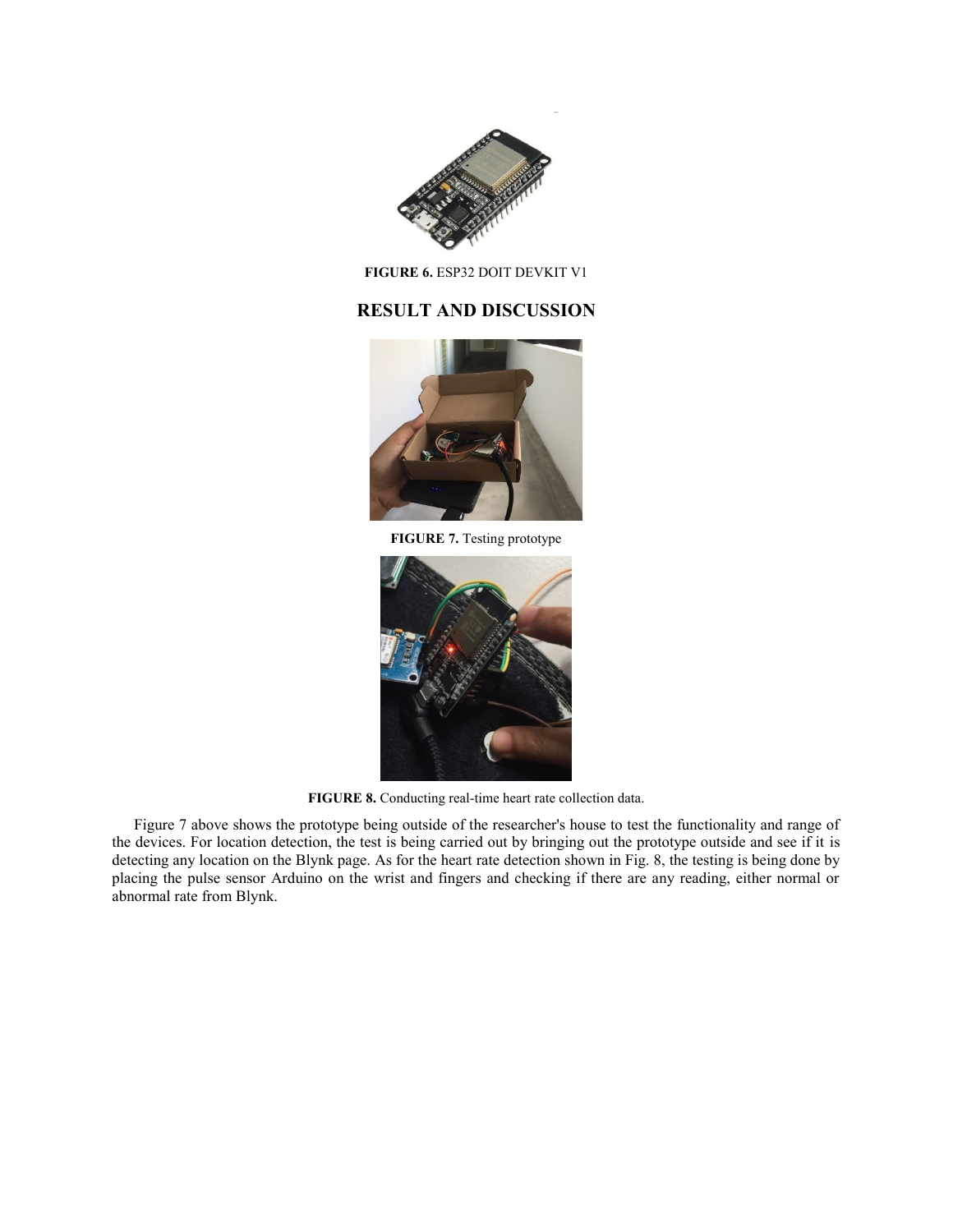**FIGURE 6.** ESP32 DOIT DEVKIT V1

## RESULT AND DISCUSSION

**FIGURE 7.** Testing prototype

**FIGURE 8.** Conducting real-time heart rate collection data.

Figure 7 above shows the prototype being outside of the researcher's house to test the functionality and range of the devices. For location detection, the test is being carried out by bringing out the prototype outside and see if it is detecting any location on the Blynk page. As for the heart rate detection shown in Fig. 8, the testing is being done by placing the pulse sensor Arduino on the wrist and fingers and checking if there are any reading, either normal or abnormal rate from Blynk.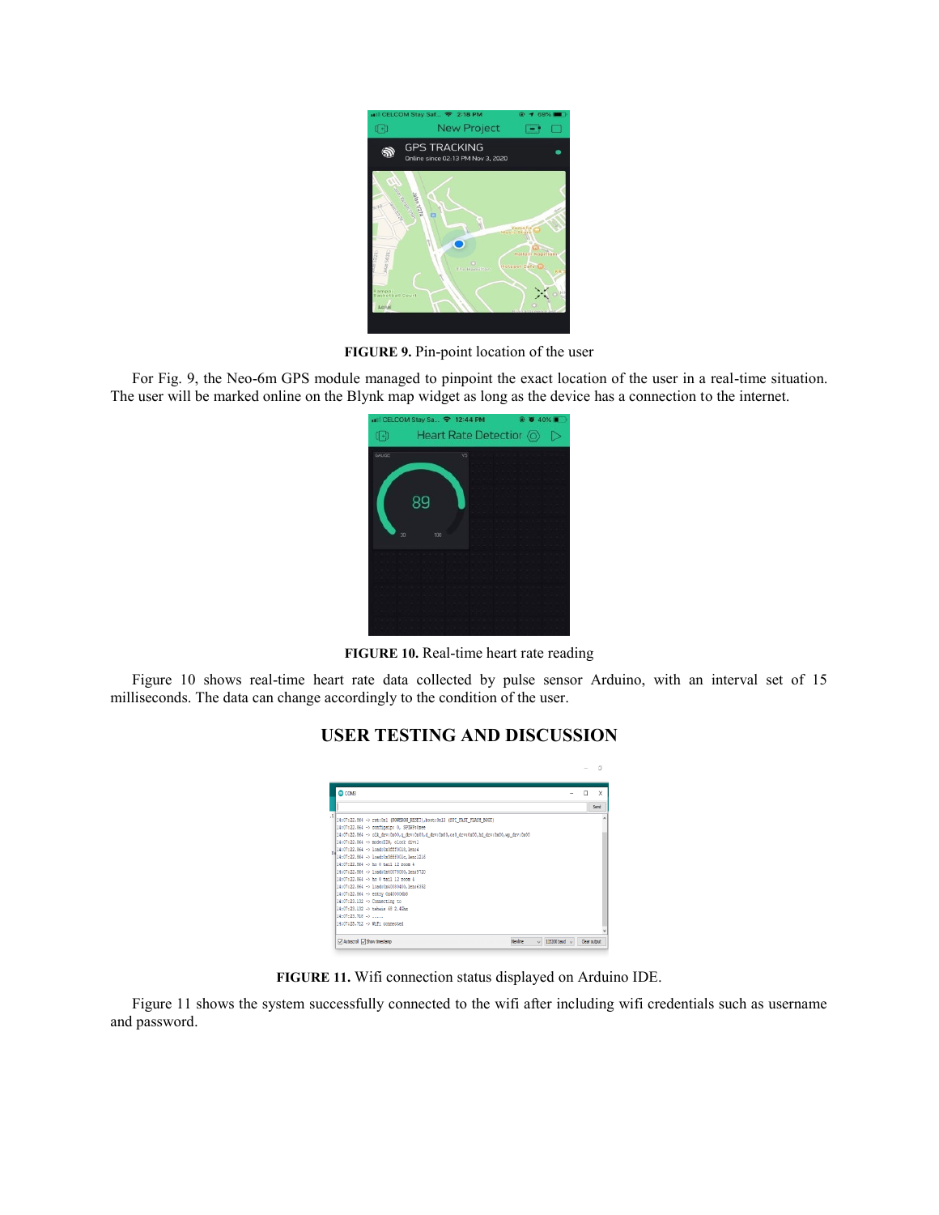**FIGURE 9.** Pin-point location of the user

For Fig. 9, the Neo-6m GPS module managed to pinpoint the exact location of the user in a real-time situation. The user will be marked online on the Blynk map widget as long as the device has a connection to the internet.

**FIGURE 10.** Real-time heart rate reading

Figure 10 shows real-time heart rate data collected by pulse sensor Arduino, with an interval set of 15 milliseconds. The data can change accordingly to the condition of the user.

## USER TESTING AND DISCUSSION

**FIGURE 11.** Wifi connection status displayed on Arduino IDE.

Figure 11 shows the system successfully connected to the wifi after including wifi credentials such as username and password.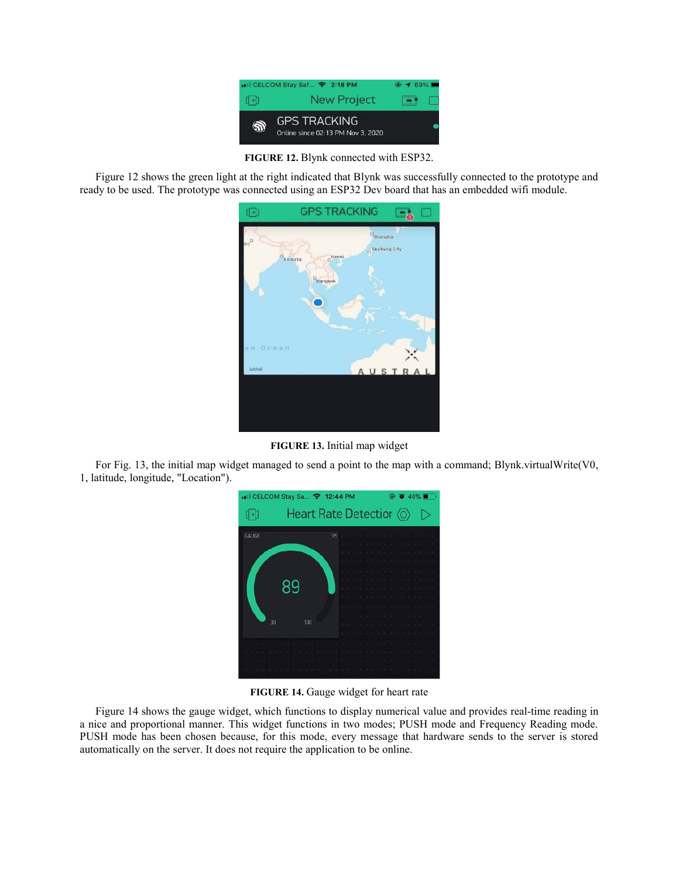FIGURE 12. Blynk connected with ESP32.

Figure 12 shows the green light at the right indicated that Blynk was successfully connected to the prototype and ready to be used. The prototype was connected using an ESP32 Dev board that has an embedded wifi module.

FIGURE 13. Initial map widget

For Fig. 13, the initial map widget managed to send a point to the map with a command; Blynk.virtualWrite(V0, 1, latitude, longitude, "Location").

FIGURE 14. Gauge widget for heart rate

Figure 14 shows the gauge widget, which functions to display numerical value and provides real-time reading in a nice and proportional manner. This widget functions in two modes; PUSH mode and Frequency Reading mode. PUSH mode has been chosen because, for this mode, every message that hardware sends to the server is stored automatically on the server. It does not require the application to be online.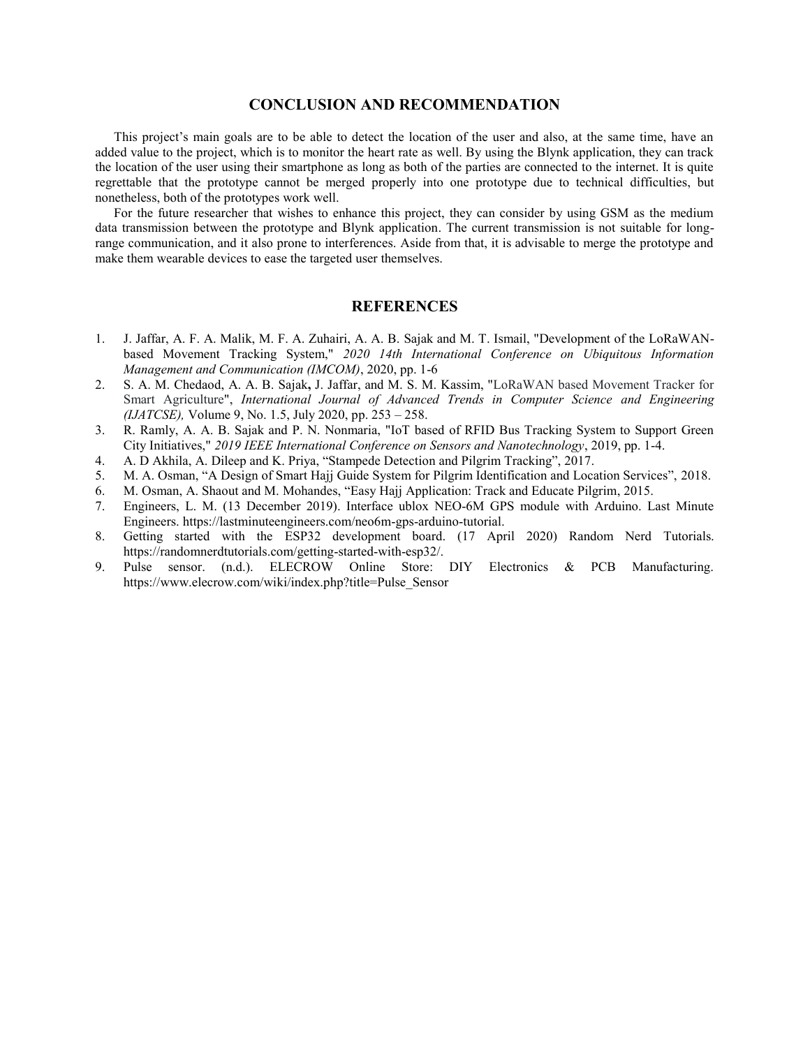## CONCLUSION AND RECOMMENDATION

This project's main goals are to be able to detect the location of the user and also, at the same time, have an added value to the project, which is to monitor the heart rate as well. By using the Blynk application, they can track the location of the user using their smartphone as long as both of the parties are connected to the internet. It is quite regrettable that the prototype cannot be merged properly into one prototype due to technical difficulties, but nonetheless, both of the prototypes work well.

For the future researcher that wishes to enhance this project, they can consider by using GSM as the medium data transmission between the prototype and Blynk application. The current transmission is not suitable for long-range communication, and it also prone to interferences. Aside from that, it is advisable to merge the prototype and make them wearable devices to ease the targeted user themselves.

## REFERENCES

1. J. Jaffar, A. F. A. Malik, M. F. A. Zuhairi, A. A. B. Sajak and M. T. Ismail, "Development of the LoRaWAN-based Movement Tracking System," *2020 14th International Conference on Ubiquitous Information Management and Communication (IMCOM)*, 2020, pp. 1-6
2. S. A. M. Chedaod, A. A. B. Sajak**,** J. Jaffar, and M. S. M. Kassim, "LoRaWAN based Movement Tracker for Smart Agriculture", *International Journal of Advanced Trends in Computer Science and Engineering (IJATCSE),* Volume 9, No. 1.5, July 2020, pp. 253 – 258.
3. R. Ramly, A. A. B. Sajak and P. N. Nonmaria, "IoT based of RFID Bus Tracking System to Support Green City Initiatives," *2019 IEEE International Conference on Sensors and Nanotechnology*, 2019, pp. 1-4.
4. A. D Akhila, A. Dileep and K. Priya, "Stampede Detection and Pilgrim Tracking", 2017.
5. M. A. Osman, "A Design of Smart Hajj Guide System for Pilgrim Identification and Location Services", 2018.
6. M. Osman, A. Shaout and M. Mohandes, "Easy Hajj Application: Track and Educate Pilgrim, 2015.
7. Engineers, L. M. (13 December 2019). Interface ublox NEO-6M GPS module with Arduino. Last Minute Engineers. https://lastminuteengineers.com/neo6m-gps-arduino-tutorial.
8. Getting started with the ESP32 development board. (17 April 2020) Random Nerd Tutorials. https://randomnerdtutorials.com/getting-started-with-esp32/.
9. Pulse sensor. (n.d.). ELECROW Online Store: DIY Electronics & PCB Manufacturing. https://www.elecrow.com/wiki/index.php?title=Pulse_Sensor